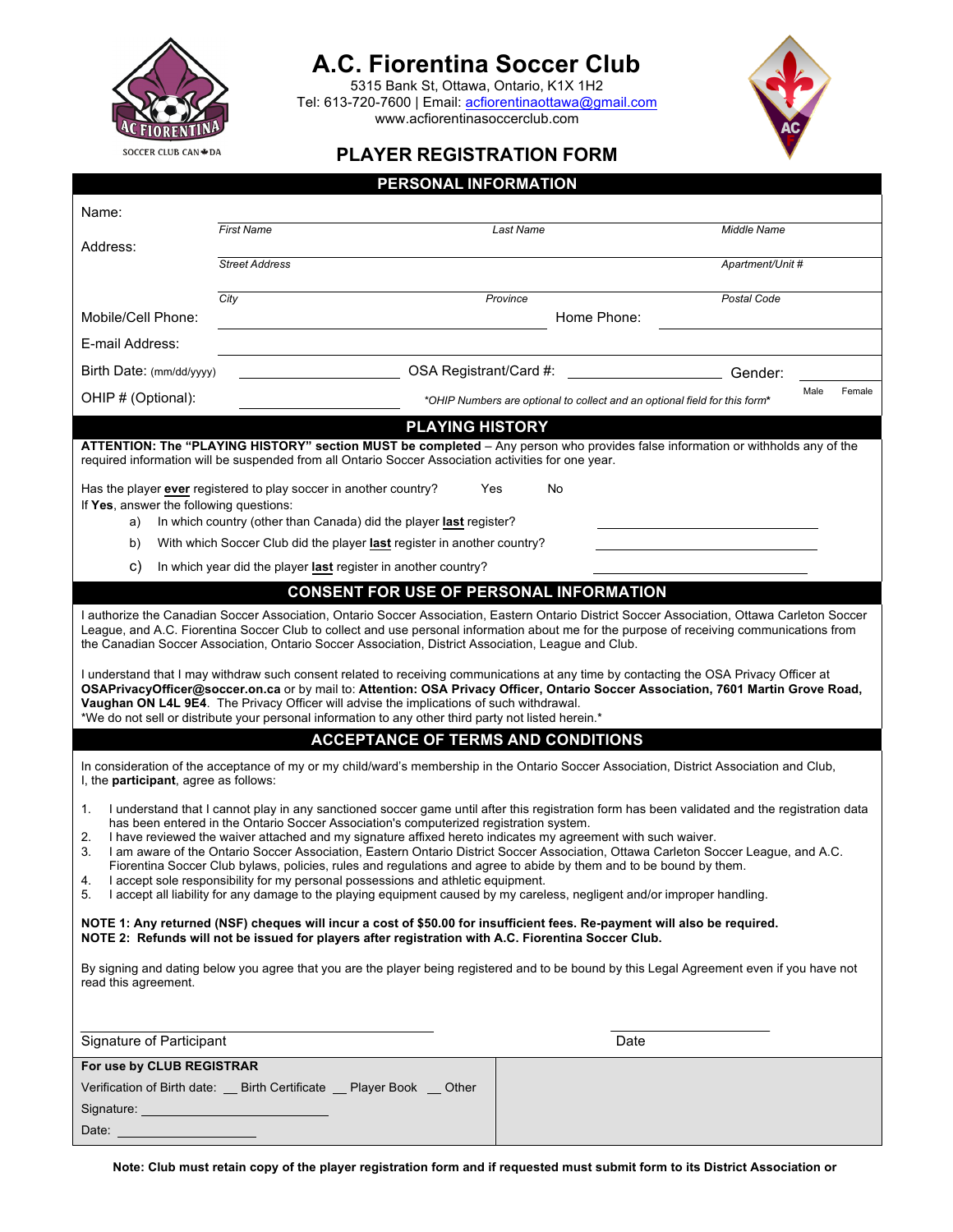# A.C. Fiorentina Soccer Club

5315 Bank St, Ottawa, Ontario, K1X 1H2
Tel: 613-720-7600 | Email: acfiorentinaottawa@gmail.com
www.acfiorentinasoccerclub.com

AC FIORENTINA SOCCER CLUB CANADA

## PLAYER REGISTRATION FORM

### PERSONAL INFORMATION

Name: ______________________________________________
*First Name* *Last Name* *Middle Name*

Address: ______________________________________________
*Street Address* *Apartment/Unit #*

______________________________________________
*City* *Province* *Postal Code*

Mobile/Cell Phone: ____________________ Home Phone: ____________________

E-mail Address: ______________________________________________

Birth Date: (mm/dd/yyyy) ____________ OSA Registrant/Card #: ____________ Gender: ____________
Male Female

OHIP # (Optional): ____________ *\*OHIP Numbers are optional to collect and an optional field for this form\**

### PLAYING HISTORY

**ATTENTION: The "PLAYING HISTORY" section MUST be completed** – Any person who provides false information or withholds any of the required information will be suspended from all Ontario Soccer Association activities for one year.

Has the player **ever** registered to play soccer in another country? Yes No
If **Yes**, answer the following questions:

a) In which country (other than Canada) did the player **last** register? ____________
b) With which Soccer Club did the player **last** register in another country? ____________
c) In which year did the player **last** register in another country? ____________

### CONSENT FOR USE OF PERSONAL INFORMATION

I authorize the Canadian Soccer Association, Ontario Soccer Association, Eastern Ontario District Soccer Association, Ottawa Carleton Soccer League, and A.C. Fiorentina Soccer Club to collect and use personal information about me for the purpose of receiving communications from the Canadian Soccer Association, Ontario Soccer Association, District Association, League and Club.

I understand that I may withdraw such consent related to receiving communications at any time by contacting the OSA Privacy Officer at **OSAPrivacyOfficer@soccer.on.ca** or by mail to: **Attention: OSA Privacy Officer, Ontario Soccer Association, 7601 Martin Grove Road, Vaughan ON L4L 9E4**. The Privacy Officer will advise the implications of such withdrawal.
\*We do not sell or distribute your personal information to any other third party not listed herein.\*

### ACCEPTANCE OF TERMS AND CONDITIONS

In consideration of the acceptance of my or my child/ward's membership in the Ontario Soccer Association, District Association and Club, I, the **participant**, agree as follows:

1. I understand that I cannot play in any sanctioned soccer game until after this registration form has been validated and the registration data has been entered in the Ontario Soccer Association's computerized registration system.
2. I have reviewed the waiver attached and my signature affixed hereto indicates my agreement with such waiver.
3. I am aware of the Ontario Soccer Association, Eastern Ontario District Soccer Association, Ottawa Carleton Soccer League, and A.C. Fiorentina Soccer Club bylaws, policies, rules and regulations and agree to abide by them and to be bound by them.
4. I accept sole responsibility for my personal possessions and athletic equipment.
5. I accept all liability for any damage to the playing equipment caused by my careless, negligent and/or improper handling.

**NOTE 1: Any returned (NSF) cheques will incur a cost of $50.00 for insufficient fees. Re-payment will also be required.**
**NOTE 2: Refunds will not be issued for players after registration with A.C. Fiorentina Soccer Club.**

By signing and dating below you agree that you are the player being registered and to be bound by this Legal Agreement even if you have not read this agreement.

______________________________ ____________
Signature of Participant Date

**For use by CLUB REGISTRAR**

Verification of Birth date: __ Birth Certificate __ Player Book __ Other

Signature: ____________________

Date: ____________________

**Note: Club must retain copy of the player registration form and if requested must submit form to its District Association or**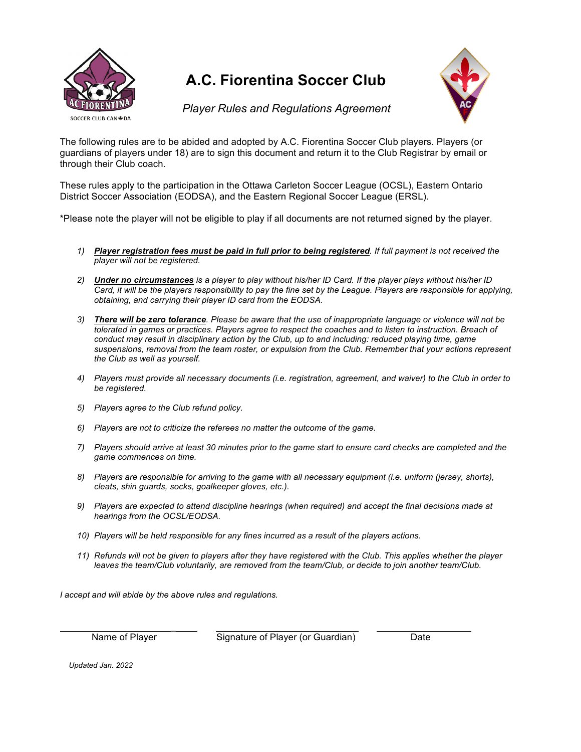# A.C. Fiorentina Soccer Club

*Player Rules and Regulations Agreement*

The following rules are to be abided and adopted by A.C. Fiorentina Soccer Club players. Players (or guardians of players under 18) are to sign this document and return it to the Club Registrar by email or through their Club coach.

These rules apply to the participation in the Ottawa Carleton Soccer League (OCSL), Eastern Ontario District Soccer Association (EODSA), and the Eastern Regional Soccer League (ERSL).

*Please note the player will not be eligible to play if all documents are not returned signed by the player.

1) ***Player registration fees must be paid in full prior to being registered****. If full payment is not received the player will not be registered.*
2) ***Under no circumstances*** *is a player to play without his/her ID Card. If the player plays without his/her ID Card, it will be the players responsibility to pay the fine set by the League. Players are responsible for applying, obtaining, and carrying their player ID card from the EODSA.*
3) ***There will be zero tolerance****. Please be aware that the use of inappropriate language or violence will not be tolerated in games or practices. Players agree to respect the coaches and to listen to instruction. Breach of conduct may result in disciplinary action by the Club, up to and including: reduced playing time, game suspensions, removal from the team roster, or expulsion from the Club. Remember that your actions represent the Club as well as yourself.*
4) *Players must provide all necessary documents (i.e. registration, agreement, and waiver) to the Club in order to be registered.*
5) *Players agree to the Club refund policy.*
6) *Players are not to criticize the referees no matter the outcome of the game.*
7) *Players should arrive at least 30 minutes prior to the game start to ensure card checks are completed and the game commences on time.*
8) *Players are responsible for arriving to the game with all necessary equipment (i.e. uniform (jersey, shorts), cleats, shin guards, socks, goalkeeper gloves, etc.).*
9) *Players are expected to attend discipline hearings (when required) and accept the final decisions made at hearings from the OCSL/EODSA.*
10) *Players will be held responsible for any fines incurred as a result of the players actions.*
11) *Refunds will not be given to players after they have registered with the Club. This applies whether the player leaves the team/Club voluntarily, are removed from the team/Club, or decide to join another team/Club.*

*I accept and will abide by the above rules and regulations.*

| Name of Player | Signature of Player (or Guardian) | Date |
|---|---|---|
| | | |

*Updated Jan. 2022*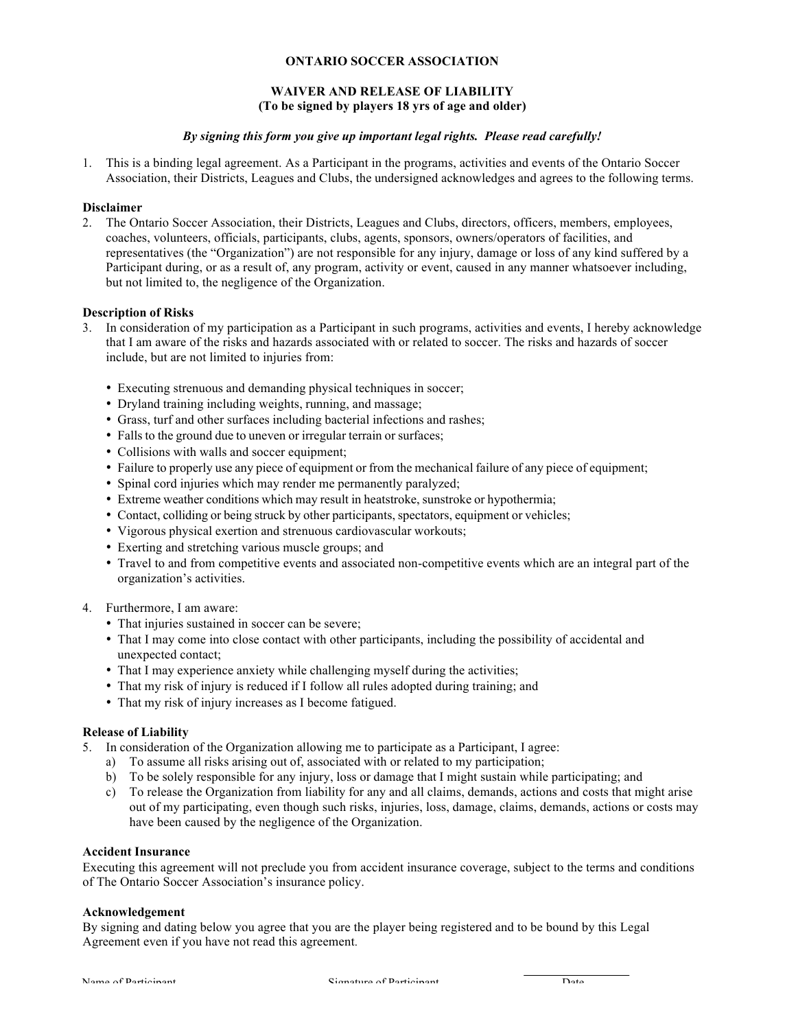**ONTARIO SOCCER ASSOCIATION**

**WAIVER AND RELEASE OF LIABILITY**
**(To be signed by players 18 yrs of age and older)**

***By signing this form you give up important legal rights. Please read carefully!***

1. This is a binding legal agreement. As a Participant in the programs, activities and events of the Ontario Soccer Association, their Districts, Leagues and Clubs, the undersigned acknowledges and agrees to the following terms.

**Disclaimer**

2. The Ontario Soccer Association, their Districts, Leagues and Clubs, directors, officers, members, employees, coaches, volunteers, officials, participants, clubs, agents, sponsors, owners/operators of facilities, and representatives (the "Organization") are not responsible for any injury, damage or loss of any kind suffered by a Participant during, or as a result of, any program, activity or event, caused in any manner whatsoever including, but not limited to, the negligence of the Organization.

**Description of Risks**

3. In consideration of my participation as a Participant in such programs, activities and events, I hereby acknowledge that I am aware of the risks and hazards associated with or related to soccer. The risks and hazards of soccer include, but are not limited to injuries from:

   - Executing strenuous and demanding physical techniques in soccer;
   - Dryland training including weights, running, and massage;
   - Grass, turf and other surfaces including bacterial infections and rashes;
   - Falls to the ground due to uneven or irregular terrain or surfaces;
   - Collisions with walls and soccer equipment;
   - Failure to properly use any piece of equipment or from the mechanical failure of any piece of equipment;
   - Spinal cord injuries which may render me permanently paralyzed;
   - Extreme weather conditions which may result in heatstroke, sunstroke or hypothermia;
   - Contact, colliding or being struck by other participants, spectators, equipment or vehicles;
   - Vigorous physical exertion and strenuous cardiovascular workouts;
   - Exerting and stretching various muscle groups; and
   - Travel to and from competitive events and associated non-competitive events which are an integral part of the organization's activities.

4. Furthermore, I am aware:
   - That injuries sustained in soccer can be severe;
   - That I may come into close contact with other participants, including the possibility of accidental and unexpected contact;
   - That I may experience anxiety while challenging myself during the activities;
   - That my risk of injury is reduced if I follow all rules adopted during training; and
   - That my risk of injury increases as I become fatigued.

**Release of Liability**

5. In consideration of the Organization allowing me to participate as a Participant, I agree:
   a) To assume all risks arising out of, associated with or related to my participation;
   b) To be solely responsible for any injury, loss or damage that I might sustain while participating; and
   c) To release the Organization from liability for any and all claims, demands, actions and costs that might arise out of my participating, even though such risks, injuries, loss, damage, claims, demands, actions or costs may have been caused by the negligence of the Organization.

**Accident Insurance**

Executing this agreement will not preclude you from accident insurance coverage, subject to the terms and conditions of The Ontario Soccer Association's insurance policy.

**Acknowledgement**

By signing and dating below you agree that you are the player being registered and to be bound by this Legal Agreement even if you have not read this agreement.

Name of Participant　　　　Signature of Participant　　　　Date